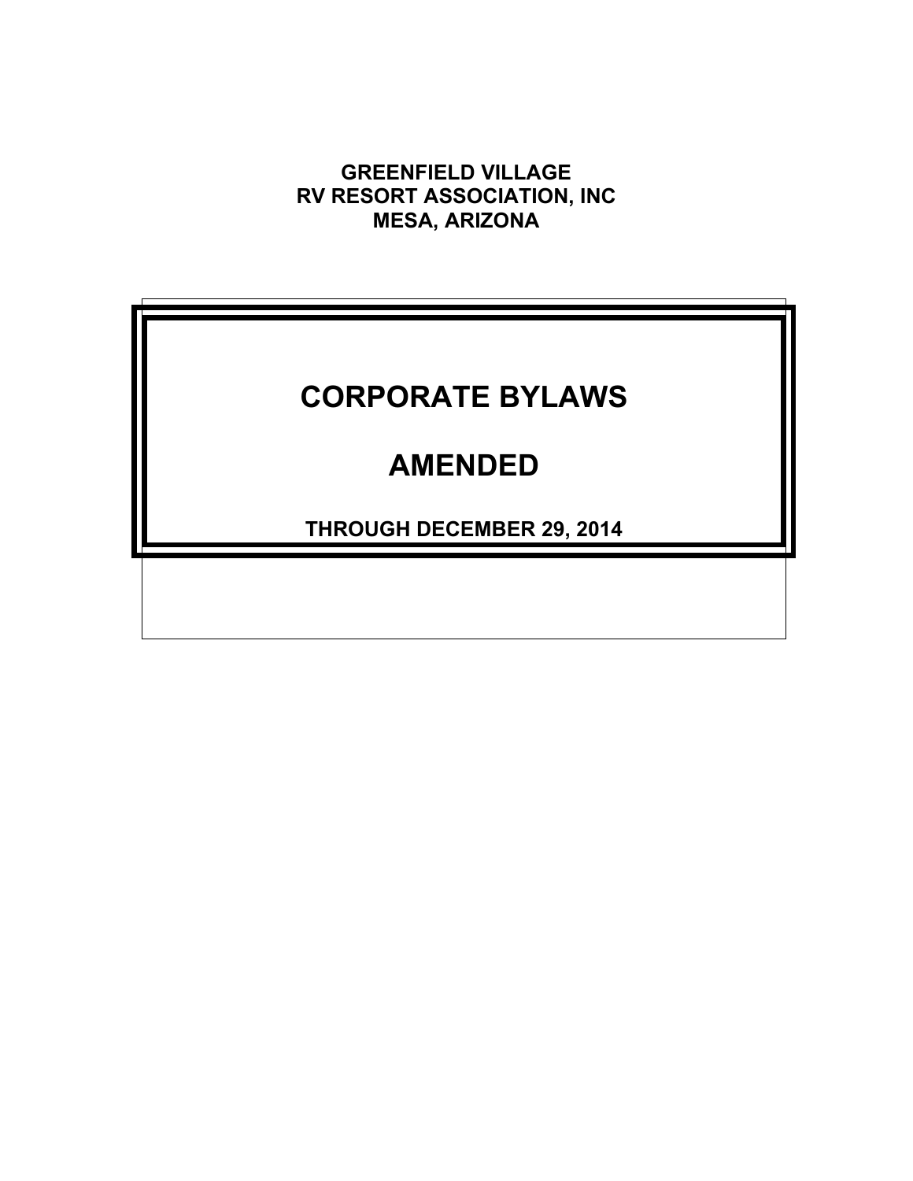**GREENFIELD VILLAGE**
**RV RESORT ASSOCIATION, INC**
**MESA, ARIZONA**

# CORPORATE BYLAWS

# AMENDED

**THROUGH DECEMBER 29, 2014**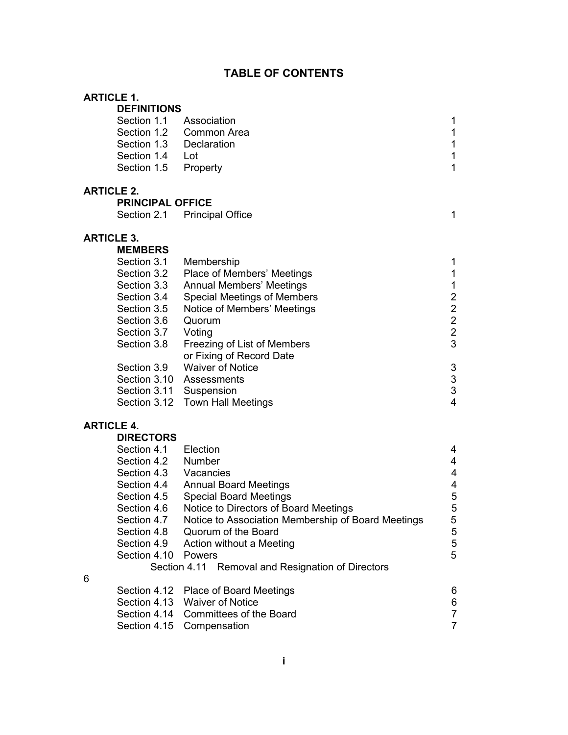# TABLE OF CONTENTS

**ARTICLE 1.**
**DEFINITIONS**

| | | |
|---|---|---|
| Section 1.1 | Association | 1 |
| Section 1.2 | Common Area | 1 |
| Section 1.3 | Declaration | 1 |
| Section 1.4 | Lot | 1 |
| Section 1.5 | Property | 1 |

**ARTICLE 2.**
**PRINCIPAL OFFICE**

| | | |
|---|---|---|
| Section 2.1 | Principal Office | 1 |

**ARTICLE 3.**
**MEMBERS**

| | | |
|---|---|---|
| Section 3.1 | Membership | 1 |
| Section 3.2 | Place of Members' Meetings | 1 |
| Section 3.3 | Annual Members' Meetings | 1 |
| Section 3.4 | Special Meetings of Members | 2 |
| Section 3.5 | Notice of Members' Meetings | 2 |
| Section 3.6 | Quorum | 2 |
| Section 3.7 | Voting | 2 |
| Section 3.8 | Freezing of List of Members or Fixing of Record Date | 3 |
| Section 3.9 | Waiver of Notice | 3 |
| Section 3.10 | Assessments | 3 |
| Section 3.11 | Suspension | 3 |
| Section 3.12 | Town Hall Meetings | 4 |

**ARTICLE 4.**
**DIRECTORS**

| | | |
|---|---|---|
| Section 4.1 | Election | 4 |
| Section 4.2 | Number | 4 |
| Section 4.3 | Vacancies | 4 |
| Section 4.4 | Annual Board Meetings | 4 |
| Section 4.5 | Special Board Meetings | 5 |
| Section 4.6 | Notice to Directors of Board Meetings | 5 |
| Section 4.7 | Notice to Association Membership of Board Meetings | 5 |
| Section 4.8 | Quorum of the Board | 5 |
| Section 4.9 | Action without a Meeting | 5 |
| Section 4.10 | Powers | 5 |
| Section 4.11 | Removal and Resignation of Directors | 6 |
| Section 4.12 | Place of Board Meetings | 6 |
| Section 4.13 | Waiver of Notice | 6 |
| Section 4.14 | Committees of the Board | 7 |
| Section 4.15 | Compensation | 7 |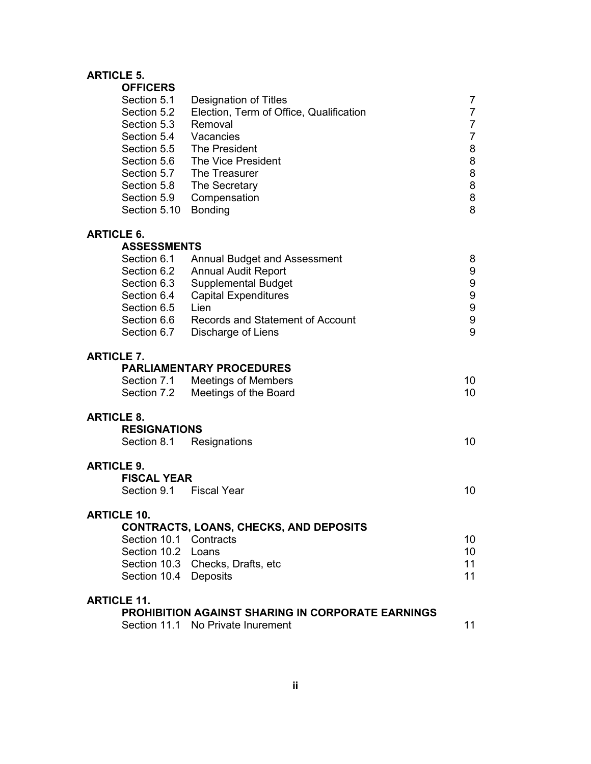**ARTICLE 5.**

**OFFICERS**

| | | |
|---|---|---|
| Section 5.1 | Designation of Titles | 7 |
| Section 5.2 | Election, Term of Office, Qualification | 7 |
| Section 5.3 | Removal | 7 |
| Section 5.4 | Vacancies | 7 |
| Section 5.5 | The President | 8 |
| Section 5.6 | The Vice President | 8 |
| Section 5.7 | The Treasurer | 8 |
| Section 5.8 | The Secretary | 8 |
| Section 5.9 | Compensation | 8 |
| Section 5.10 | Bonding | 8 |

**ARTICLE 6.**

**ASSESSMENTS**

| | | |
|---|---|---|
| Section 6.1 | Annual Budget and Assessment | 8 |
| Section 6.2 | Annual Audit Report | 9 |
| Section 6.3 | Supplemental Budget | 9 |
| Section 6.4 | Capital Expenditures | 9 |
| Section 6.5 | Lien | 9 |
| Section 6.6 | Records and Statement of Account | 9 |
| Section 6.7 | Discharge of Liens | 9 |

**ARTICLE 7.**

**PARLIAMENTARY PROCEDURES**

| | | |
|---|---|---|
| Section 7.1 | Meetings of Members | 10 |
| Section 7.2 | Meetings of the Board | 10 |

**ARTICLE 8.**

**RESIGNATIONS**

| | | |
|---|---|---|
| Section 8.1 | Resignations | 10 |

**ARTICLE 9.**

**FISCAL YEAR**

| | | |
|---|---|---|
| Section 9.1 | Fiscal Year | 10 |

**ARTICLE 10.**

**CONTRACTS, LOANS, CHECKS, AND DEPOSITS**

| | | |
|---|---|---|
| Section 10.1 | Contracts | 10 |
| Section 10.2 | Loans | 10 |
| Section 10.3 | Checks, Drafts, etc | 11 |
| Section 10.4 | Deposits | 11 |

**ARTICLE 11.**

**PROHIBITION AGAINST SHARING IN CORPORATE EARNINGS**

| | | |
|---|---|---|
| Section 11.1 | No Private Inurement | 11 |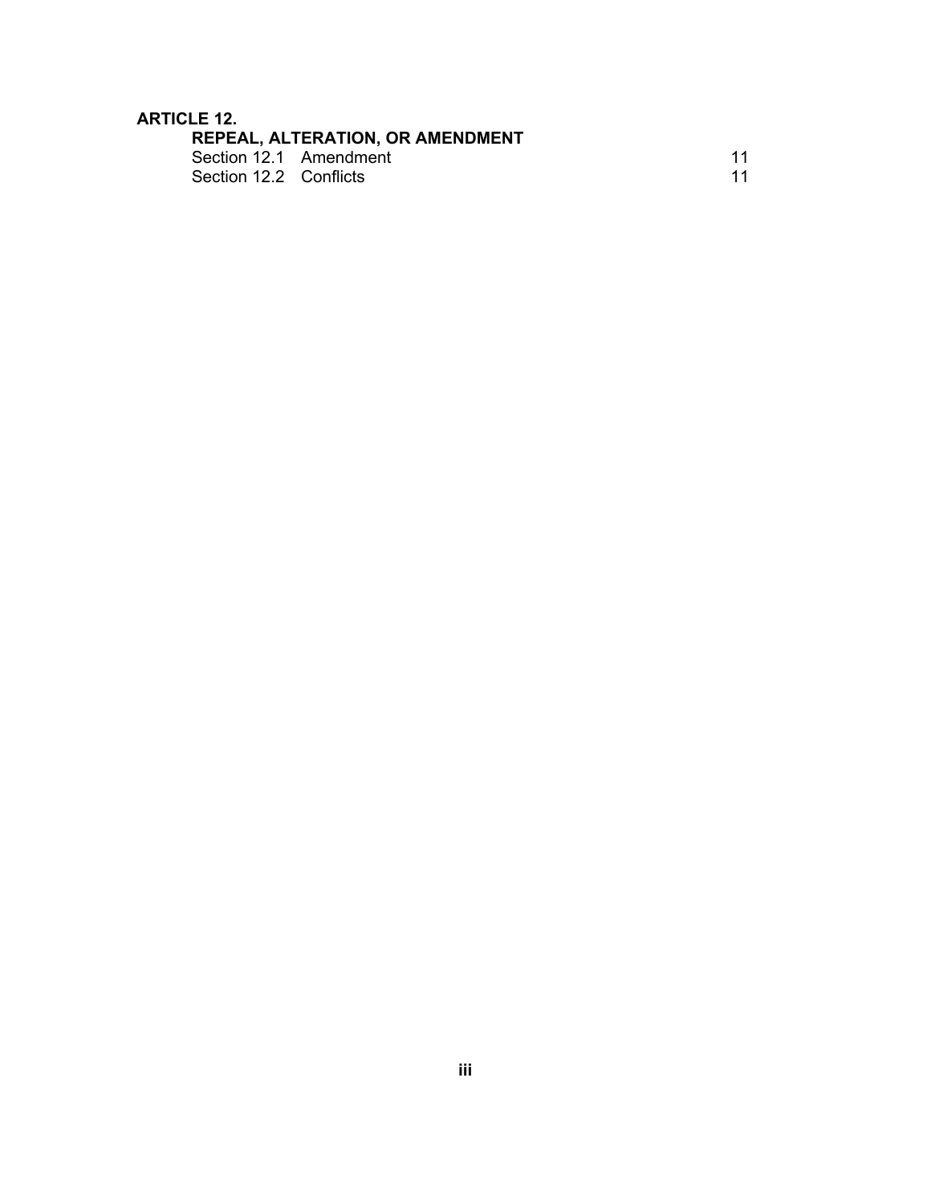**ARTICLE 12.**

**REPEAL, ALTERATION, OR AMENDMENT**

| | | |
|---|---|---|
| Section 12.1 | Amendment | 11 |
| Section 12.2 | Conflicts | 11 |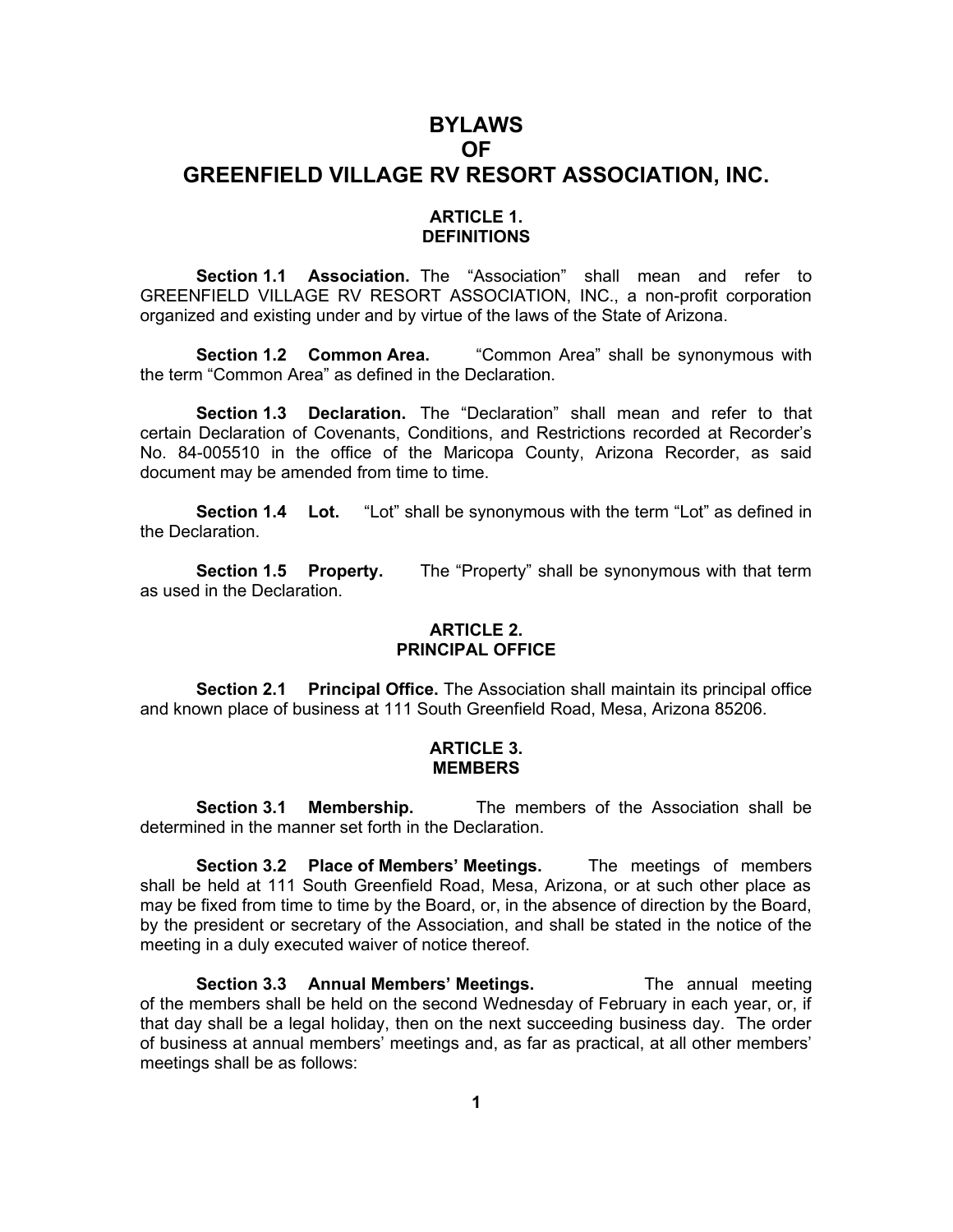# BYLAWS
# OF
# GREENFIELD VILLAGE RV RESORT ASSOCIATION, INC.

## ARTICLE 1.
## DEFINITIONS

**Section 1.1 Association.** The "Association" shall mean and refer to GREENFIELD VILLAGE RV RESORT ASSOCIATION, INC., a non-profit corporation organized and existing under and by virtue of the laws of the State of Arizona.

**Section 1.2 Common Area.** "Common Area" shall be synonymous with the term "Common Area" as defined in the Declaration.

**Section 1.3 Declaration.** The "Declaration" shall mean and refer to that certain Declaration of Covenants, Conditions, and Restrictions recorded at Recorder's No. 84-005510 in the office of the Maricopa County, Arizona Recorder, as said document may be amended from time to time.

**Section 1.4 Lot.** "Lot" shall be synonymous with the term "Lot" as defined in the Declaration.

**Section 1.5 Property.** The "Property" shall be synonymous with that term as used in the Declaration.

## ARTICLE 2.
## PRINCIPAL OFFICE

**Section 2.1 Principal Office.** The Association shall maintain its principal office and known place of business at 111 South Greenfield Road, Mesa, Arizona 85206.

## ARTICLE 3.
## MEMBERS

**Section 3.1 Membership.** The members of the Association shall be determined in the manner set forth in the Declaration.

**Section 3.2 Place of Members' Meetings.** The meetings of members shall be held at 111 South Greenfield Road, Mesa, Arizona, or at such other place as may be fixed from time to time by the Board, or, in the absence of direction by the Board, by the president or secretary of the Association, and shall be stated in the notice of the meeting in a duly executed waiver of notice thereof.

**Section 3.3 Annual Members' Meetings.** The annual meeting of the members shall be held on the second Wednesday of February in each year, or, if that day shall be a legal holiday, then on the next succeeding business day. The order of business at annual members' meetings and, as far as practical, at all other members' meetings shall be as follows: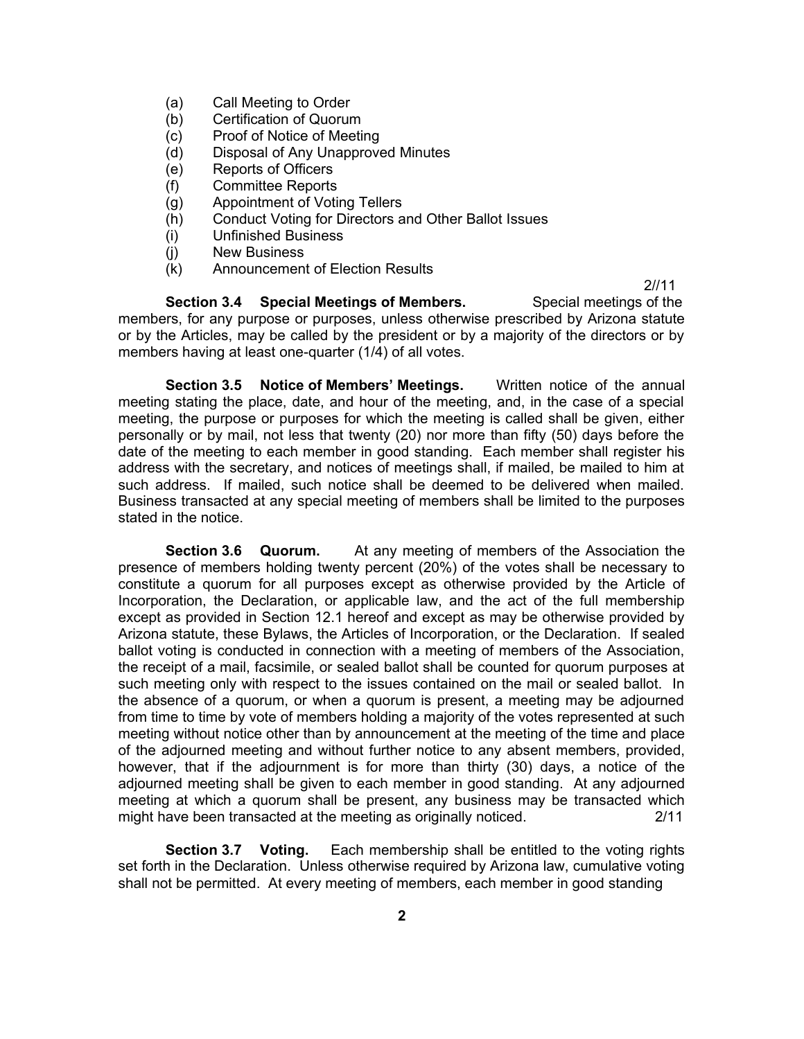(a) Call Meeting to Order
(b) Certification of Quorum
(c) Proof of Notice of Meeting
(d) Disposal of Any Unapproved Minutes
(e) Reports of Officers
(f) Committee Reports
(g) Appointment of Voting Tellers
(h) Conduct Voting for Directors and Other Ballot Issues
(i) Unfinished Business
(j) New Business
(k) Announcement of Election Results

2//11

**Section 3.4 Special Meetings of Members.** Special meetings of the members, for any purpose or purposes, unless otherwise prescribed by Arizona statute or by the Articles, may be called by the president or by a majority of the directors or by members having at least one-quarter (1/4) of all votes.

**Section 3.5 Notice of Members' Meetings.** Written notice of the annual meeting stating the place, date, and hour of the meeting, and, in the case of a special meeting, the purpose or purposes for which the meeting is called shall be given, either personally or by mail, not less that twenty (20) nor more than fifty (50) days before the date of the meeting to each member in good standings. Each member shall register his address with the secretary, and notices of meetings shall, if mailed, be mailed to him at such address. If mailed, such notice shall be deemed to be delivered when mailed. Business transacted at any special meeting of members shall be limited to the purposes stated in the notice.

**Section 3.6 Quorum.** At any meeting of members of the Association the presence of members holding twenty percent (20%) of the votes shall be necessary to constitute a quorum for all purposes except as otherwise provided by the Article of Incorporation, the Declaration, or applicable law, and the act of the full membership except as provided in Section 12.1 hereof and except as may be otherwise provided by Arizona statute, these Bylaws, the Articles of Incorporation, or the Declaration. If sealed ballot voting is conducted in connection with a meeting of members of the Association, the receipt of a mail, facsimile, or sealed ballot shall be counted for quorum purposes at such meeting only with respect to the issues contained on the mail or sealed ballot. In the absence of a quorum, or when a quorum is present, a meeting may be adjourned from time to time by vote of members holding a majority of the votes represented at such meeting without notice other than by announcement at the meeting of the time and place of the adjourned meeting and without further notice to any absent members, provided, however, that if the adjournment is for more than thirty (30) days, a notice of the adjourned meeting shall be given to each member in good standing. At any adjourned meeting at which a quorum shall be present, any business may be transacted which might have been transacted at the meeting as originally noticed. 2/11

**Section 3.7 Voting.** Each membership shall be entitled to the voting rights set forth in the Declaration. Unless otherwise required by Arizona law, cumulative voting shall not be permitted. At every meeting of members, each member in good standing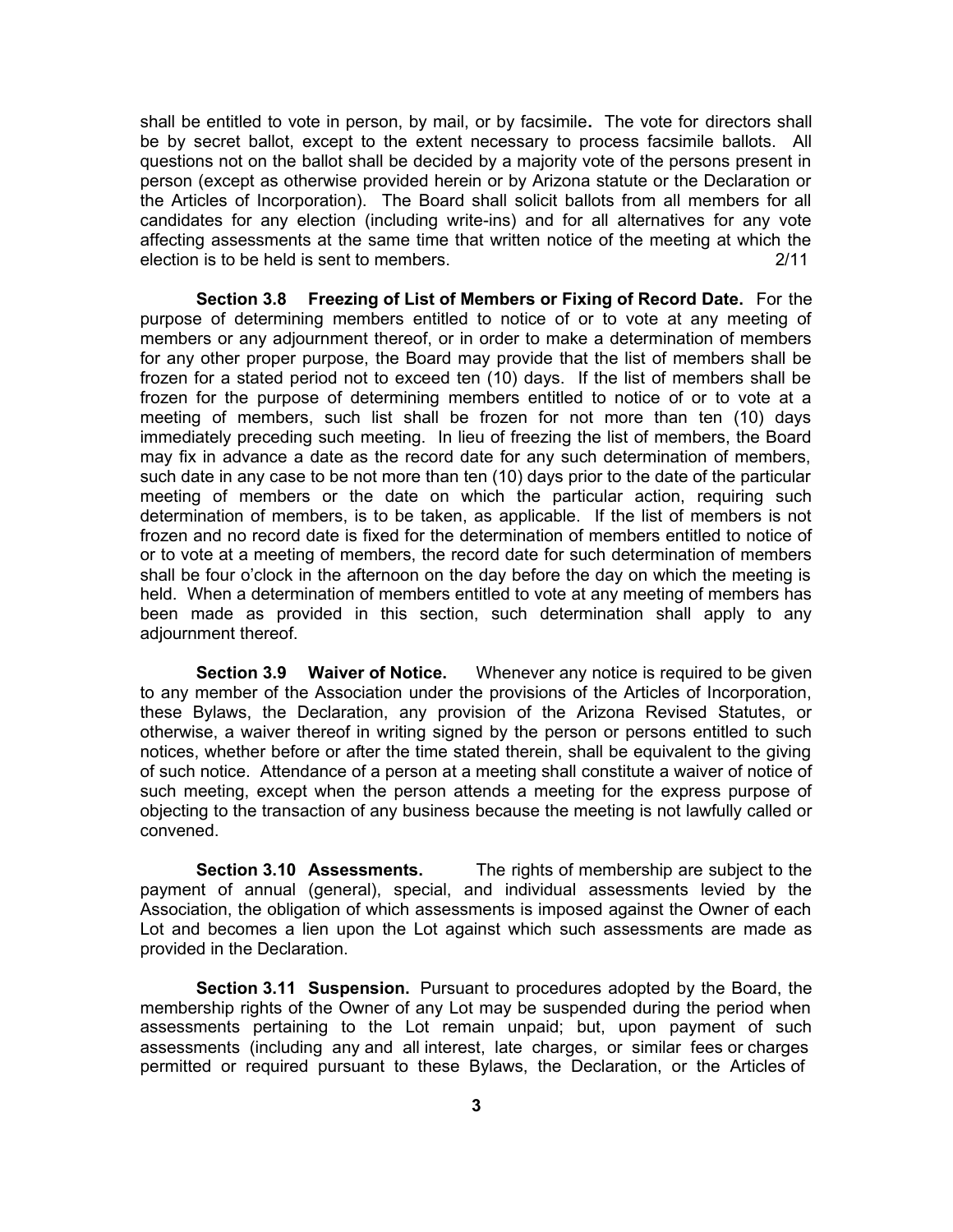shall be entitled to vote in person, by mail, or by facsimile**.** The vote for directors shall be by secret ballot, except to the extent necessary to process facsimile ballots. All questions not on the ballot shall be decided by a majority vote of the persons present in person (except as otherwise provided herein or by Arizona statute or the Declaration or the Articles of Incorporation). The Board shall solicit ballots from all members for all candidates for any election (including write-ins) and for all alternatives for any vote affecting assessments at the same time that written notice of the meeting at which the election is to be held is sent to members. 2/11

**Section 3.8 Freezing of List of Members or Fixing of Record Date.** For the purpose of determining members entitled to notice of or to vote at any meeting of members or any adjournment thereof, or in order to make a determination of members for any other proper purpose, the Board may provide that the list of members shall be frozen for a stated period not to exceed ten (10) days. If the list of members shall be frozen for the purpose of determining members entitled to notice of or to vote at a meeting of members, such list shall be frozen for not more than ten (10) days immediately preceding such meeting. In lieu of freezing the list of members, the Board may fix in advance a date as the record date for any such determination of members, such date in any case to be not more than ten (10) days prior to the date of the particular meeting of members or the date on which the particular action, requiring such determination of members, is to be taken, as applicable. If the list of members is not frozen and no record date is fixed for the determination of members entitled to notice of or to vote at a meeting of members, the record date for such determination of members shall be four o'clock in the afternoon on the day before the day on which the meeting is held. When a determination of members entitled to vote at any meeting of members has been made as provided in this section, such determination shall apply to any adjournment thereof.

**Section 3.9 Waiver of Notice.** Whenever any notice is required to be given to any member of the Association under the provisions of the Articles of Incorporation, these Bylaws, the Declaration, any provision of the Arizona Revised Statutes, or otherwise, a waiver thereof in writing signed by the person or persons entitled to such notices, whether before or after the time stated therein, shall be equivalent to the giving of such notice. Attendance of a person at a meeting shall constitute a waiver of notice of such meeting, except when the person attends a meeting for the express purpose of objecting to the transaction of any business because the meeting is not lawfully called or convened.

**Section 3.10 Assessments.** The rights of membership are subject to the payment of annual (general), special, and individual assessments levied by the Association, the obligation of which assessments is imposed against the Owner of each Lot and becomes a lien upon the Lot against which such assessments are made as provided in the Declaration.

**Section 3.11 Suspension.** Pursuant to procedures adopted by the Board, the membership rights of the Owner of any Lot may be suspended during the period when assessments pertaining to the Lot remain unpaid; but, upon payment of such assessments (including any and all interest, late charges, or similar fees or charges permitted or required pursuant to these Bylaws, the Declaration, or the Articles of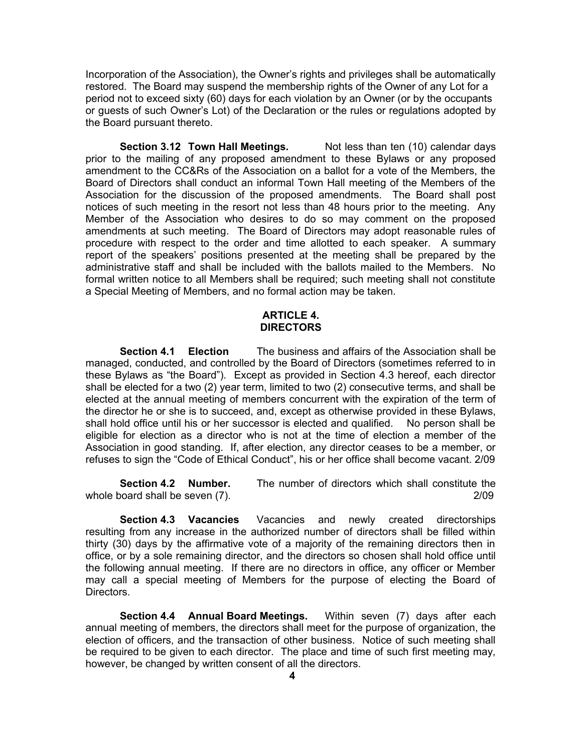Incorporation of the Association), the Owner's rights and privileges shall be automatically restored. The Board may suspend the membership rights of the Owner of any Lot for a period not to exceed sixty (60) days for each violation by an Owner (or by the occupants or guests of such Owner's Lot) of the Declaration or the rules or regulations adopted by the Board pursuant thereto.

**Section 3.12 Town Hall Meetings.** Not less than ten (10) calendar days prior to the mailing of any proposed amendment to these Bylaws or any proposed amendment to the CC&Rs of the Association on a ballot for a vote of the Members, the Board of Directors shall conduct an informal Town Hall meeting of the Members of the Association for the discussion of the proposed amendments. The Board shall post notices of such meeting in the resort not less than 48 hours prior to the meeting. Any Member of the Association who desires to do so may comment on the proposed amendments at such meeting. The Board of Directors may adopt reasonable rules of procedure with respect to the order and time allotted to each speaker. A summary report of the speakers' positions presented at the meeting shall be prepared by the administrative staff and shall be included with the ballots mailed to the Members. No formal written notice to all Members shall be required; such meeting shall not constitute a Special Meeting of Members, and no formal action may be taken.

## ARTICLE 4.
## DIRECTORS

**Section 4.1 Election** The business and affairs of the Association shall be managed, conducted, and controlled by the Board of Directors (sometimes referred to in these Bylaws as "the Board"). Except as provided in Section 4.3 hereof, each director shall be elected for a two (2) year term, limited to two (2) consecutive terms, and shall be elected at the annual meeting of members concurrent with the expiration of the term of the director he or she is to succeed, and, except as otherwise provided in these Bylaws, shall hold office until his or her successor is elected and qualified. No person shall be eligible for election as a director who is not at the time of election a member of the Association in good standing. If, after election, any director ceases to be a member, or refuses to sign the "Code of Ethical Conduct", his or her office shall become vacant. 2/09

**Section 4.2 Number.** The number of directors which shall constitute the whole board shall be seven (7). 2/09

**Section 4.3 Vacancies** Vacancies and newly created directorships resulting from any increase in the authorized number of directors shall be filled within thirty (30) days by the affirmative vote of a majority of the remaining directors then in office, or by a sole remaining director, and the directors so chosen shall hold office until the following annual meeting. If there are no directors in office, any officer or Member may call a special meeting of Members for the purpose of electing the Board of Directors.

**Section 4.4 Annual Board Meetings.** Within seven (7) days after each annual meeting of members, the directors shall meet for the purpose of organization, the election of officers, and the transaction of other business. Notice of such meeting shall be required to be given to each director. The place and time of such first meeting may, however, be changed by written consent of all the directors.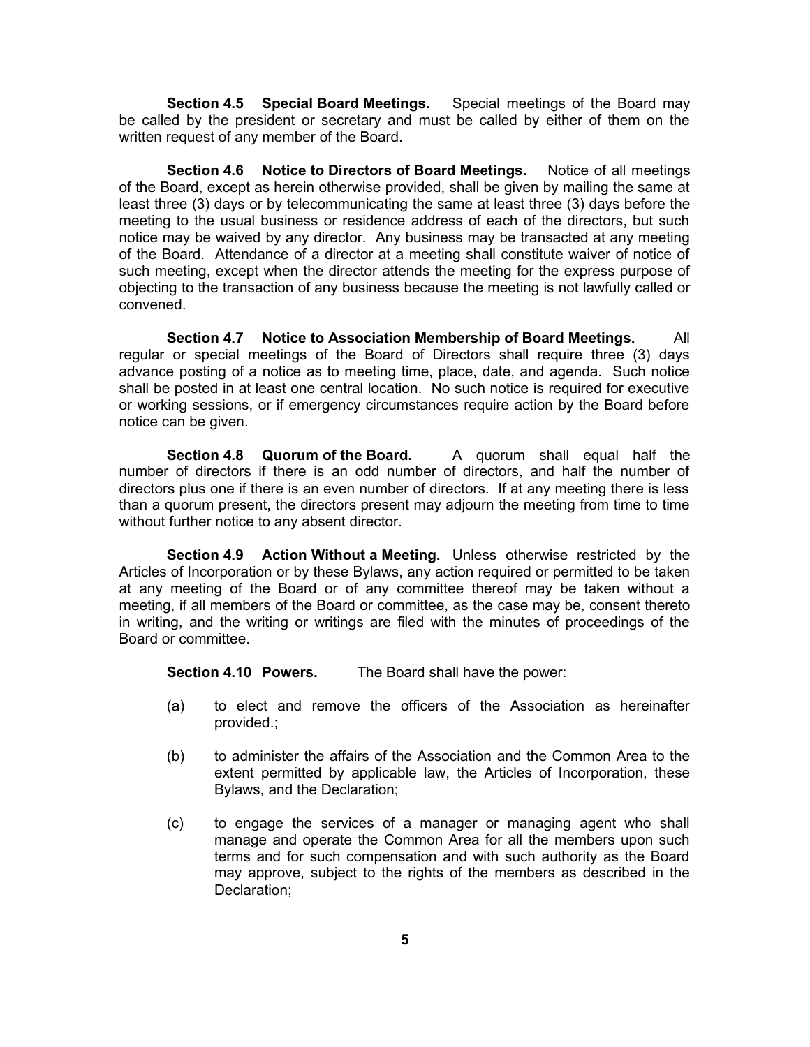**Section 4.5 Special Board Meetings.** Special meetings of the Board may be called by the president or secretary and must be called by either of them on the written request of any member of the Board.

**Section 4.6 Notice to Directors of Board Meetings.** Notice of all meetings of the Board, except as herein otherwise provided, shall be given by mailing the same at least three (3) days or by telecommunicating the same at least three (3) days before the meeting to the usual business or residence address of each of the directors, but such notice may be waived by any director. Any business may be transacted at any meeting of the Board. Attendance of a director at a meeting shall constitute waiver of notice of such meeting, except when the director attends the meeting for the express purpose of objecting to the transaction of any business because the meeting is not lawfully called or convened.

**Section 4.7 Notice to Association Membership of Board Meetings.** All regular or special meetings of the Board of Directors shall require three (3) days advance posting of a notice as to meeting time, place, date, and agenda. Such notice shall be posted in at least one central location. No such notice is required for executive or working sessions, or if emergency circumstances require action by the Board before notice can be given.

**Section 4.8 Quorum of the Board.** A quorum shall equal half the number of directors if there is an odd number of directors, and half the number of directors plus one if there is an even number of directors. If at any meeting there is less than a quorum present, the directors present may adjourn the meeting from time to time without further notice to any absent director.

**Section 4.9 Action Without a Meeting.** Unless otherwise restricted by the Articles of Incorporation or by these Bylaws, any action required or permitted to be taken at any meeting of the Board or of any committee thereof may be taken without a meeting, if all members of the Board or committee, as the case may be, consent thereto in writing, and the writing or writings are filed with the minutes of proceedings of the Board or committee.

**Section 4.10 Powers.** The Board shall have the power:

(a) to elect and remove the officers of the Association as hereinafter provided.;

(b) to administer the affairs of the Association and the Common Area to the extent permitted by applicable law, the Articles of Incorporation, these Bylaws, and the Declaration;

(c) to engage the services of a manager or managing agent who shall manage and operate the Common Area for all the members upon such terms and for such compensation and with such authority as the Board may approve, subject to the rights of the members as described in the Declaration;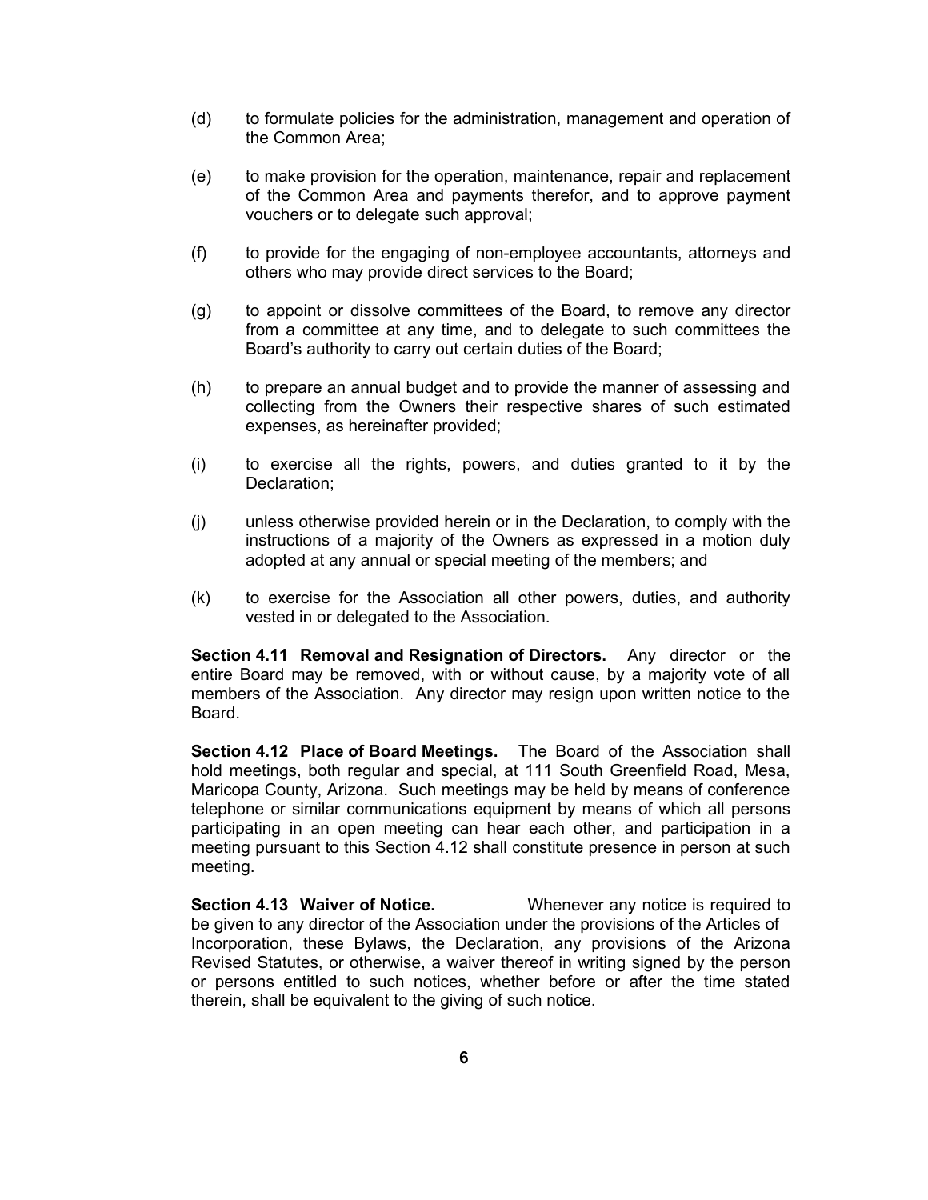(d) to formulate policies for the administration, management and operation of the Common Area;

(e) to make provision for the operation, maintenance, repair and replacement of the Common Area and payments therefor, and to approve payment vouchers or to delegate such approval;

(f) to provide for the engaging of non-employee accountants, attorneys and others who may provide direct services to the Board;

(g) to appoint or dissolve committees of the Board, to remove any director from a committee at any time, and to delegate to such committees the Board's authority to carry out certain duties of the Board;

(h) to prepare an annual budget and to provide the manner of assessing and collecting from the Owners their respective shares of such estimated expenses, as hereinafter provided;

(i) to exercise all the rights, powers, and duties granted to it by the Declaration;

(j) unless otherwise provided herein or in the Declaration, to comply with the instructions of a majority of the Owners as expressed in a motion duly adopted at any annual or special meeting of the members; and

(k) to exercise for the Association all other powers, duties, and authority vested in or delegated to the Association.

**Section 4.11 Removal and Resignation of Directors.** Any director or the entire Board may be removed, with or without cause, by a majority vote of all members of the Association. Any director may resign upon written notice to the Board.

**Section 4.12 Place of Board Meetings.** The Board of the Association shall hold meetings, both regular and special, at 111 South Greenfield Road, Mesa, Maricopa County, Arizona. Such meetings may be held by means of conference telephone or similar communications equipment by means of which all persons participating in an open meeting can hear each other, and participation in a meeting pursuant to this Section 4.12 shall constitute presence in person at such meeting.

**Section 4.13 Waiver of Notice.** Whenever any notice is required to be given to any director of the Association under the provisions of the Articles of Incorporation, these Bylaws, the Declaration, any provisions of the Arizona Revised Statutes, or otherwise, a waiver thereof in writing signed by the person or persons entitled to such notices, whether before or after the time stated therein, shall be equivalent to the giving of such notice.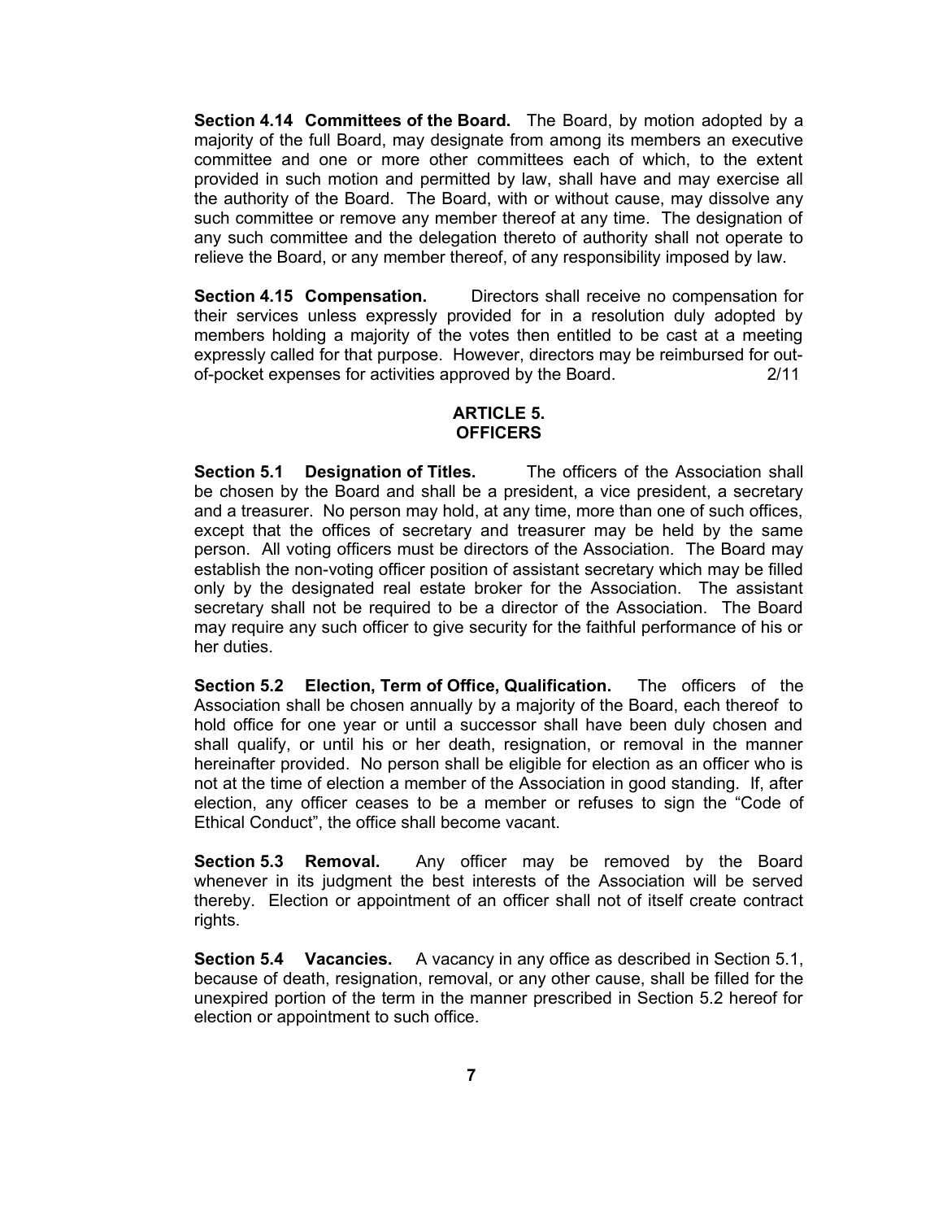**Section 4.14 Committees of the Board.** The Board, by motion adopted by a majority of the full Board, may designate from among its members an executive committee and one or more other committees each of which, to the extent provided in such motion and permitted by law, shall have and may exercise all the authority of the Board. The Board, with or without cause, may dissolve any such committee or remove any member thereof at any time. The designation of any such committee and the delegation thereto of authority shall not operate to relieve the Board, or any member thereof, of any responsibility imposed by law.

**Section 4.15 Compensation.** Directors shall receive no compensation for their services unless expressly provided for in a resolution duly adopted by members holding a majority of the votes then entitled to be cast at a meeting expressly called for that purpose. However, directors may be reimbursed for out-of-pocket expenses for activities approved by the Board. 2/11

## ARTICLE 5. OFFICERS

**Section 5.1 Designation of Titles.** The officers of the Association shall be chosen by the Board and shall be a president, a vice president, a secretary and a treasurer. No person may hold, at any time, more than one of such offices, except that the offices of secretary and treasurer may be held by the same person. All voting officers must be directors of the Association. The Board may establish the non-voting officer position of assistant secretary which may be filled only by the designated real estate broker for the Association. The assistant secretary shall not be required to be a director of the Association. The Board may require any such officer to give security for the faithful performance of his or her duties.

**Section 5.2 Election, Term of Office, Qualification.** The officers of the Association shall be chosen annually by a majority of the Board, each thereof to hold office for one year or until a successor shall have been duly chosen and shall qualify, or until his or her death, resignation, or removal in the manner hereinafter provided. No person shall be eligible for election as an officer who is not at the time of election a member of the Association in good standing. If, after election, any officer ceases to be a member or refuses to sign the "Code of Ethical Conduct", the office shall become vacant.

**Section 5.3 Removal.** Any officer may be removed by the Board whenever in its judgment the best interests of the Association will be served thereby. Election or appointment of an officer shall not of itself create contract rights.

**Section 5.4 Vacancies.** A vacancy in any office as described in Section 5.1, because of death, resignation, removal, or any other cause, shall be filled for the unexpired portion of the term in the manner prescribed in Section 5.2 hereof for election or appointment to such office.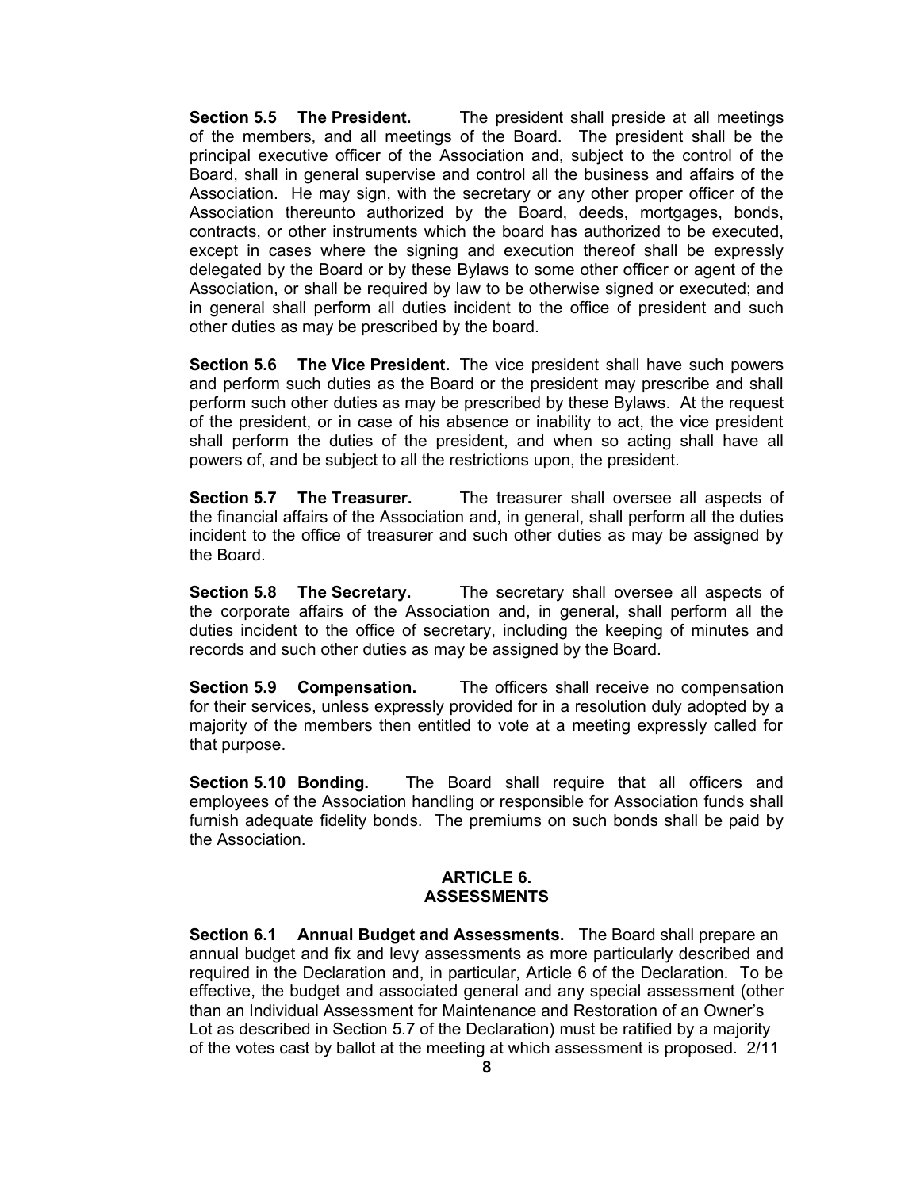**Section 5.5 The President.** The president shall preside at all meetings of the members, and all meetings of the Board. The president shall be the principal executive officer of the Association and, subject to the control of the Board, shall in general supervise and control all the business and affairs of the Association. He may sign, with the secretary or any other proper officer of the Association thereunto authorized by the Board, deeds, mortgages, bonds, contracts, or other instruments which the board has authorized to be executed, except in cases where the signing and execution thereof shall be expressly delegated by the Board or by these Bylaws to some other officer or agent of the Association, or shall be required by law to be otherwise signed or executed; and in general shall perform all duties incident to the office of president and such other duties as may be prescribed by the board.

**Section 5.6 The Vice President.** The vice president shall have such powers and perform such duties as the Board or the president may prescribe and shall perform such other duties as may be prescribed by these Bylaws. At the request of the president, or in case of his absence or inability to act, the vice president shall perform the duties of the president, and when so acting shall have all powers of, and be subject to all the restrictions upon, the president.

**Section 5.7 The Treasurer.** The treasurer shall oversee all aspects of the financial affairs of the Association and, in general, shall perform all the duties incident to the office of treasurer and such other duties as may be assigned by the Board.

**Section 5.8 The Secretary.** The secretary shall oversee all aspects of the corporate affairs of the Association and, in general, shall perform all the duties incident to the office of secretary, including the keeping of minutes and records and such other duties as may be assigned by the Board.

**Section 5.9 Compensation.** The officers shall receive no compensation for their services, unless expressly provided for in a resolution duly adopted by a majority of the members then entitled to vote at a meeting expressly called for that purpose.

**Section 5.10 Bonding.** The Board shall require that all officers and employees of the Association handling or responsible for Association funds shall furnish adequate fidelity bonds. The premiums on such bonds shall be paid by the Association.

## ARTICLE 6. ASSESSMENTS

**Section 6.1 Annual Budget and Assessments.** The Board shall prepare an annual budget and fix and levy assessments as more particularly described and required in the Declaration and, in particular, Article 6 of the Declaration. To be effective, the budget and associated general and any special assessment (other than an Individual Assessment for Maintenance and Restoration of an Owner's Lot as described in Section 5.7 of the Declaration) must be ratified by a majority of the votes cast by ballot at the meeting at which assessment is proposed. 2/11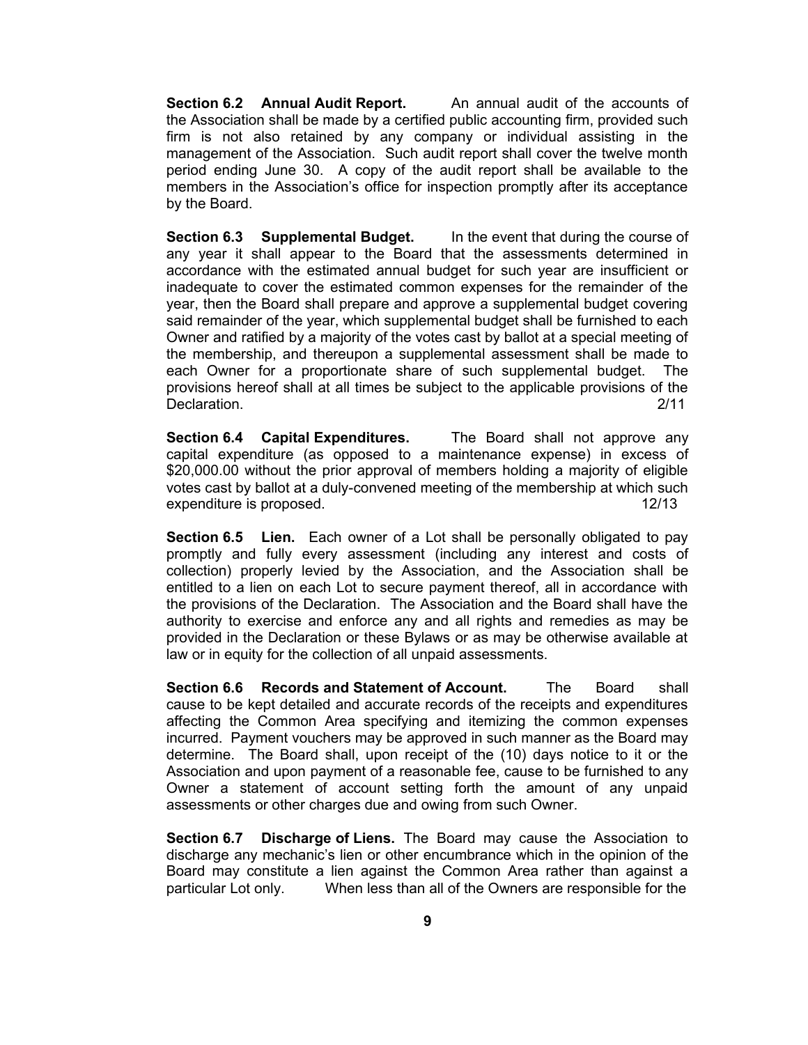**Section 6.2 Annual Audit Report.** An annual audit of the accounts of the Association shall be made by a certified public accounting firm, provided such firm is not also retained by any company or individual assisting in the management of the Association. Such audit report shall cover the twelve month period ending June 30. A copy of the audit report shall be available to the members in the Association's office for inspection promptly after its acceptance by the Board.

**Section 6.3 Supplemental Budget.** In the event that during the course of any year it shall appear to the Board that the assessments determined in accordance with the estimated annual budget for such year are insufficient or inadequate to cover the estimated common expenses for the remainder of the year, then the Board shall prepare and approve a supplemental budget covering said remainder of the year, which supplemental budget shall be furnished to each Owner and ratified by a majority of the votes cast by ballot at a special meeting of the membership, and thereupon a supplemental assessment shall be made to each Owner for a proportionate share of such supplemental budget. The provisions hereof shall at all times be subject to the applicable provisions of the Declaration. 2/11

**Section 6.4 Capital Expenditures.** The Board shall not approve any capital expenditure (as opposed to a maintenance expense) in excess of $20,000.00 without the prior approval of members holding a majority of eligible votes cast by ballot at a duly-convened meeting of the membership at which such expenditure is proposed. 12/13

**Section 6.5 Lien.** Each owner of a Lot shall be personally obligated to pay promptly and fully every assessment (including any interest and costs of collection) properly levied by the Association, and the Association shall be entitled to a lien on each Lot to secure payment thereof, all in accordance with the provisions of the Declaration. The Association and the Board shall have the authority to exercise and enforce any and all rights and remedies as may be provided in the Declaration or these Bylaws or as may be otherwise available at law or in equity for the collection of all unpaid assessments.

**Section 6.6 Records and Statement of Account.** The Board shall cause to be kept detailed and accurate records of the receipts and expenditures affecting the Common Area specifying and itemizing the common expenses incurred. Payment vouchers may be approved in such manner as the Board may determine. The Board shall, upon receipt of the (10) days notice to it or the Association and upon payment of a reasonable fee, cause to be furnished to any Owner a statement of account setting forth the amount of any unpaid assessments or other charges due and owing from such Owner.

**Section 6.7 Discharge of Liens.** The Board may cause the Association to discharge any mechanic's lien or other encumbrance which in the opinion of the Board may constitute a lien against the Common Area rather than against a particular Lot only. When less than all of the Owners are responsible for the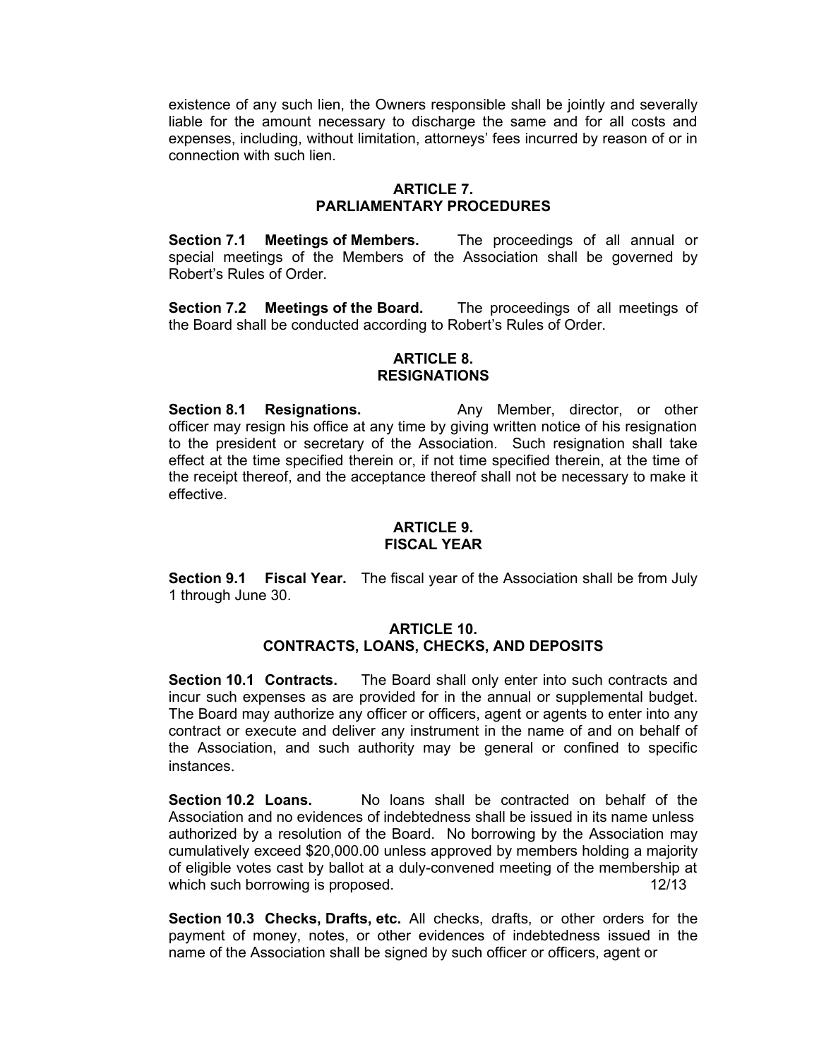existence of any such lien, the Owners responsible shall be jointly and severally liable for the amount necessary to discharge the same and for all costs and expenses, including, without limitation, attorneys' fees incurred by reason of or in connection with such lien.

## ARTICLE 7.
## PARLIAMENTARY PROCEDURES

**Section 7.1 Meetings of Members.** The proceedings of all annual or special meetings of the Members of the Association shall be governed by Robert's Rules of Order.

**Section 7.2 Meetings of the Board.** The proceedings of all meetings of the Board shall be conducted according to Robert's Rules of Order.

## ARTICLE 8.
## RESIGNATIONS

**Section 8.1 Resignations.** Any Member, director, or other officer may resign his office at any time by giving written notice of his resignation to the president or secretary of the Association. Such resignation shall take effect at the time specified therein or, if not time specified therein, at the time of the receipt thereof, and the acceptance thereof shall not be necessary to make it effective.

## ARTICLE 9.
## FISCAL YEAR

**Section 9.1 Fiscal Year.** The fiscal year of the Association shall be from July 1 through June 30.

## ARTICLE 10.
## CONTRACTS, LOANS, CHECKS, AND DEPOSITS

**Section 10.1 Contracts.** The Board shall only enter into such contracts and incur such expenses as are provided for in the annual or supplemental budget. The Board may authorize any officer or officers, agent or agents to enter into any contract or execute and deliver any instrument in the name of and on behalf of the Association, and such authority may be general or confined to specific instances.

**Section 10.2 Loans.** No loans shall be contracted on behalf of the Association and no evidences of indebtedness shall be issued in its name unless authorized by a resolution of the Board. No borrowing by the Association may cumulatively exceed $20,000.00 unless approved by members holding a majority of eligible votes cast by ballot at a duly-convened meeting of the membership at which such borrowing is proposed. 12/13

**Section 10.3 Checks, Drafts, etc.** All checks, drafts, or other orders for the payment of money, notes, or other evidences of indebtedness issued in the name of the Association shall be signed by such officer or officers, agent or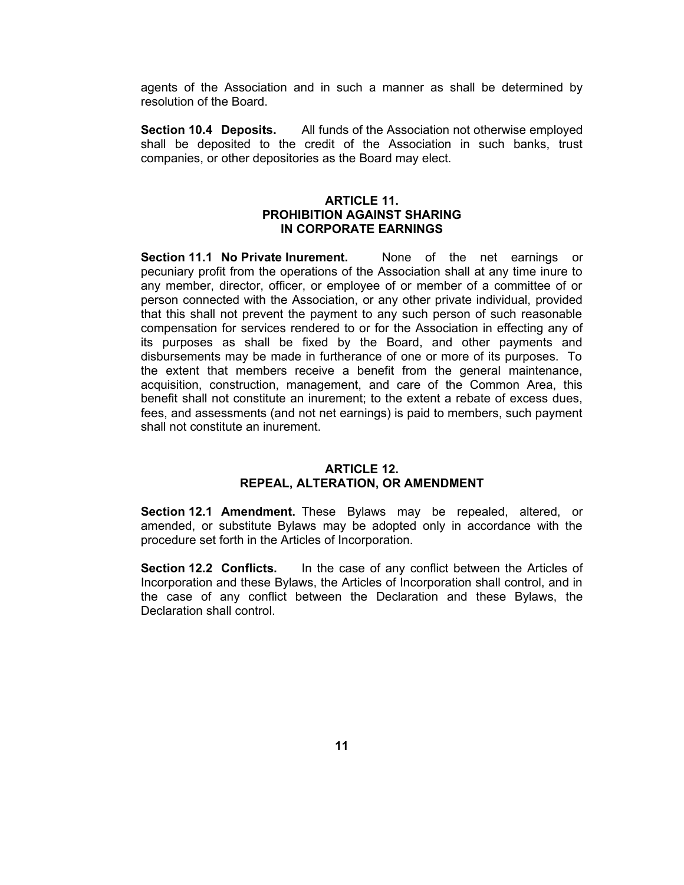agents of the Association and in such a manner as shall be determined by resolution of the Board.

**Section 10.4 Deposits.** All funds of the Association not otherwise employed shall be deposited to the credit of the Association in such banks, trust companies, or other depositories as the Board may elect.

## ARTICLE 11.
## PROHIBITION AGAINST SHARING IN CORPORATE EARNINGS

**Section 11.1 No Private Inurement.** None of the net earnings or pecuniary profit from the operations of the Association shall at any time inure to any member, director, officer, or employee of or member of a committee of or person connected with the Association, or any other private individual, provided that this shall not prevent the payment to any such person of such reasonable compensation for services rendered to or for the Association in effecting any of its purposes as shall be fixed by the Board, and other payments and disbursements may be made in furtherance of one or more of its purposes. To the extent that members receive a benefit from the general maintenance, acquisition, construction, management, and care of the Common Area, this benefit shall not constitute an inurement; to the extent a rebate of excess dues, fees, and assessments (and not net earnings) is paid to members, such payment shall not constitute an inurement.

## ARTICLE 12.
## REPEAL, ALTERATION, OR AMENDMENT

**Section 12.1 Amendment.** These Bylaws may be repealed, altered, or amended, or substitute Bylaws may be adopted only in accordance with the procedure set forth in the Articles of Incorporation.

**Section 12.2 Conflicts.** In the case of any conflict between the Articles of Incorporation and these Bylaws, the Articles of Incorporation shall control, and in the case of any conflict between the Declaration and these Bylaws, the Declaration shall control.